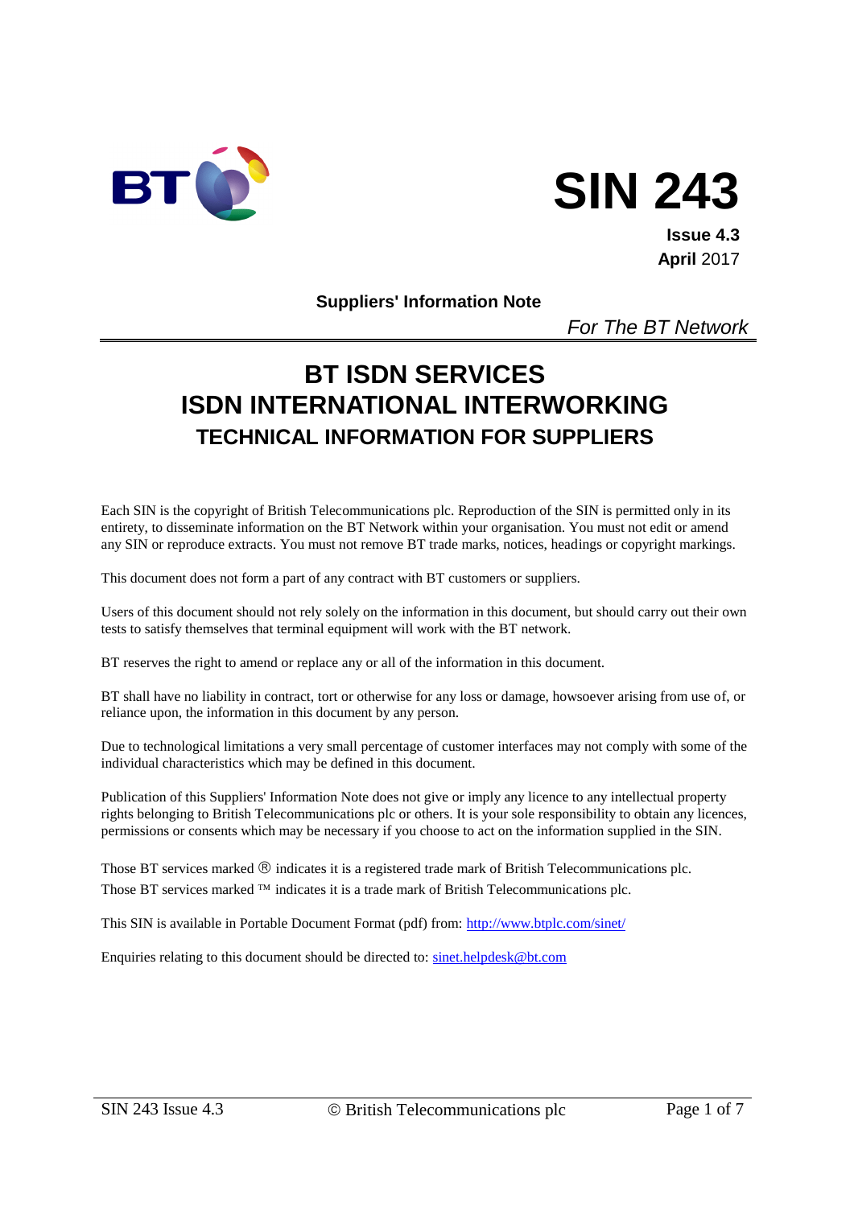# SIN 243

**Issue 4.3**
**April** 2017

**Suppliers' Information Note**

*For The BT Network*

# BT ISDN SERVICES
# ISDN INTERNATIONAL INTERWORKING
## TECHNICAL INFORMATION FOR SUPPLIERS

Each SIN is the copyright of British Telecommunications plc. Reproduction of the SIN is permitted only in its entirety, to disseminate information on the BT Network within your organisation. You must not edit or amend any SIN or reproduce extracts. You must not remove BT trade marks, notices, headings or copyright markings.

This document does not form a part of any contract with BT customers or suppliers.

Users of this document should not rely solely on the information in this document, but should carry out their own tests to satisfy themselves that terminal equipment will work with the BT network.

BT reserves the right to amend or replace any or all of the information in this document.

BT shall have no liability in contract, tort or otherwise for any loss or damage, howsoever arising from use of, or reliance upon, the information in this document by any person.

Due to technological limitations a very small percentage of customer interfaces may not comply with some of the individual characteristics which may be defined in this document.

Publication of this Suppliers' Information Note does not give or imply any licence to any intellectual property rights belonging to British Telecommunications plc or others. It is your sole responsibility to obtain any licences, permissions or consents which may be necessary if you choose to act on the information supplied in the SIN.

Those BT services marked ® indicates it is a registered trade mark of British Telecommunications plc.
Those BT services marked ™ indicates it is a trade mark of British Telecommunications plc.

This SIN is available in Portable Document Format (pdf) from: http://www.btplc.com/sinet/

Enquiries relating to this document should be directed to: sinet.helpdesk@bt.com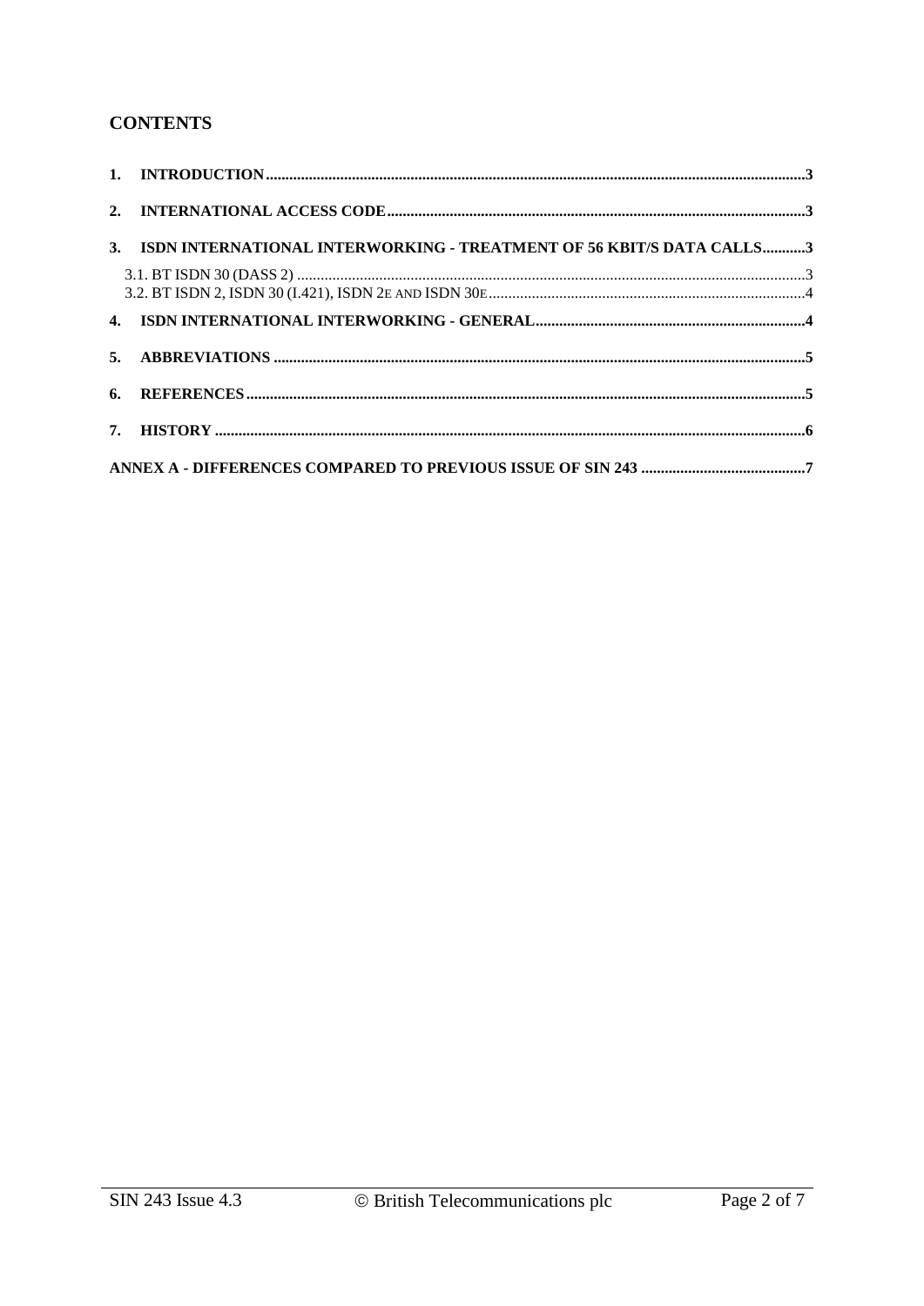## CONTENTS

**1. INTRODUCTION** .......... 3

**2. INTERNATIONAL ACCESS CODE** .......... 3

**3. ISDN INTERNATIONAL INTERWORKING - TREATMENT OF 56 KBIT/S DATA CALLS** .......... 3

3.1. BT ISDN 30 (DASS 2) .......... 3

3.2. BT ISDN 2, ISDN 30 (I.421), ISDN 2E AND ISDN 30E .......... 4

**4. ISDN INTERNATIONAL INTERWORKING - GENERAL** .......... 4

**5. ABBREVIATIONS** .......... 5

**6. REFERENCES** .......... 5

**7. HISTORY** .......... 6

**ANNEX A - DIFFERENCES COMPARED TO PREVIOUS ISSUE OF SIN 243** .......... 7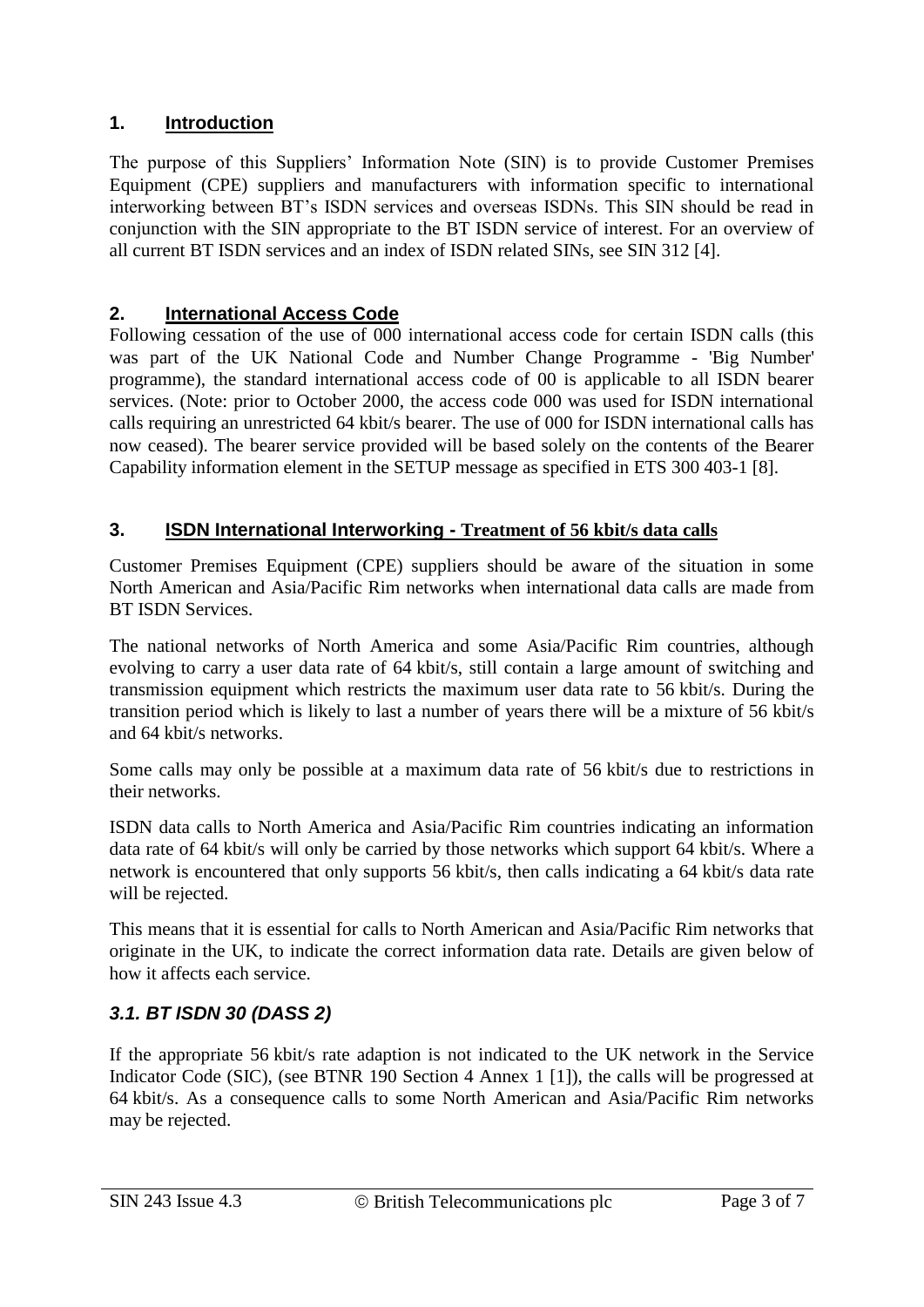## 1. Introduction

The purpose of this Suppliers' Information Note (SIN) is to provide Customer Premises Equipment (CPE) suppliers and manufacturers with information specific to international interworking between BT's ISDN services and overseas ISDNs. This SIN should be read in conjunction with the SIN appropriate to the BT ISDN service of interest. For an overview of all current BT ISDN services and an index of ISDN related SINs, see SIN 312 [4].

## 2. International Access Code

Following cessation of the use of 000 international access code for certain ISDN calls (this was part of the UK National Code and Number Change Programme - 'Big Number' programme), the standard international access code of 00 is applicable to all ISDN bearer services. (Note: prior to October 2000, the access code 000 was used for ISDN international calls requiring an unrestricted 64 kbit/s bearer. The use of 000 for ISDN international calls has now ceased). The bearer service provided will be based solely on the contents of the Bearer Capability information element in the SETUP message as specified in ETS 300 403-1 [8].

## 3. ISDN International Interworking - Treatment of 56 kbit/s data calls

Customer Premises Equipment (CPE) suppliers should be aware of the situation in some North American and Asia/Pacific Rim networks when international data calls are made from BT ISDN Services.

The national networks of North America and some Asia/Pacific Rim countries, although evolving to carry a user data rate of 64 kbit/s, still contain a large amount of switching and transmission equipment which restricts the maximum user data rate to 56 kbit/s. During the transition period which is likely to last a number of years there will be a mixture of 56 kbit/s and 64 kbit/s networks.

Some calls may only be possible at a maximum data rate of 56 kbit/s due to restrictions in their networks.

ISDN data calls to North America and Asia/Pacific Rim countries indicating an information data rate of 64 kbit/s will only be carried by those networks which support 64 kbit/s. Where a network is encountered that only supports 56 kbit/s, then calls indicating a 64 kbit/s data rate will be rejected.

This means that it is essential for calls to North American and Asia/Pacific Rim networks that originate in the UK, to indicate the correct information data rate. Details are given below of how it affects each service.

### *3.1. BT ISDN 30 (DASS 2)*

If the appropriate 56 kbit/s rate adaption is not indicated to the UK network in the Service Indicator Code (SIC), (see BTNR 190 Section 4 Annex 1 [1]), the calls will be progressed at 64 kbit/s. As a consequence calls to some North American and Asia/Pacific Rim networks may be rejected.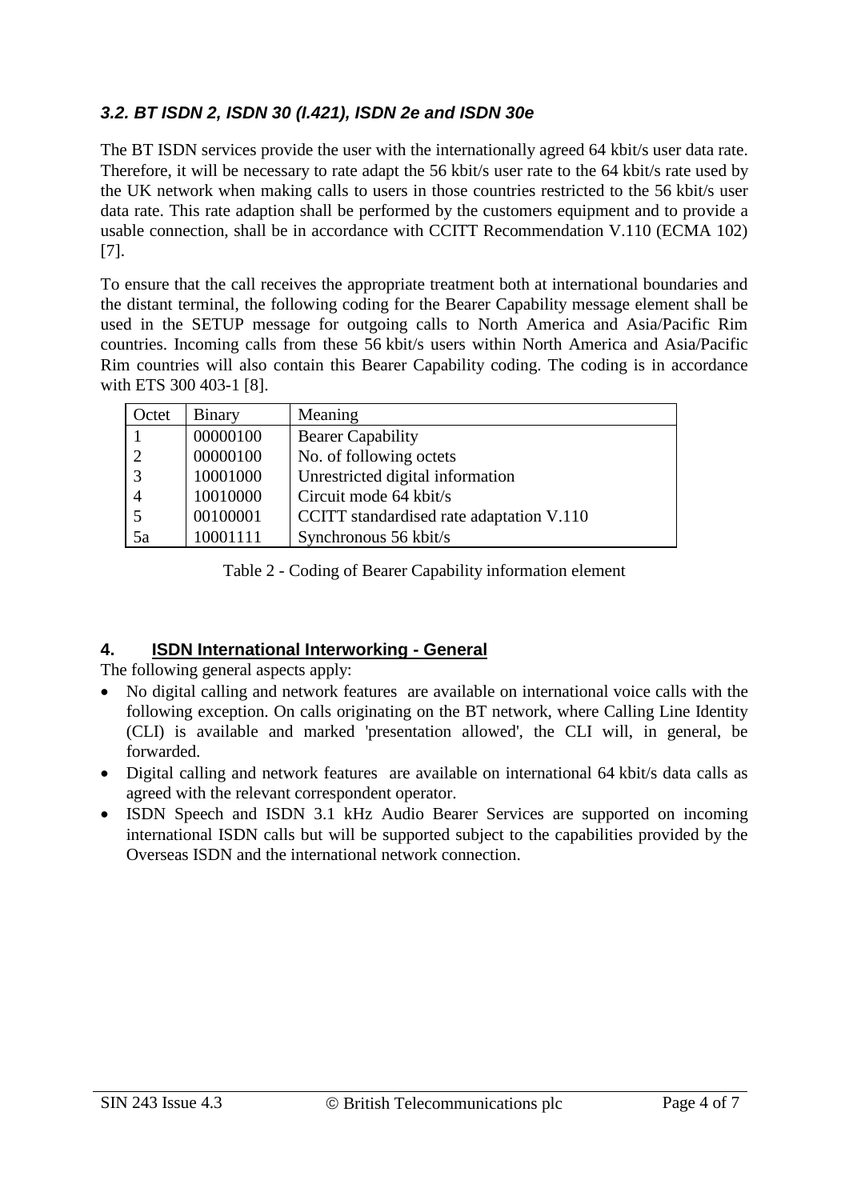### *3.2. BT ISDN 2, ISDN 30 (I.421), ISDN 2e and ISDN 30e*

The BT ISDN services provide the user with the internationally agreed 64 kbit/s user data rate. Therefore, it will be necessary to rate adapt the 56 kbit/s user rate to the 64 kbit/s rate used by the UK network when making calls to users in those countries restricted to the 56 kbit/s user data rate. This rate adaption shall be performed by the customers equipment and to provide a usable connection, shall be in accordance with CCITT Recommendation V.110 (ECMA 102) [7].

To ensure that the call receives the appropriate treatment both at international boundaries and the distant terminal, the following coding for the Bearer Capability message element shall be used in the SETUP message for outgoing calls to North America and Asia/Pacific Rim countries. Incoming calls from these 56 kbit/s users within North America and Asia/Pacific Rim countries will also contain this Bearer Capability coding. The coding is in accordance with ETS 300 403-1 [8].

| Octet | Binary | Meaning |
|---|---|---|
| 1 | 00000100 | Bearer Capability |
| 2 | 00000100 | No. of following octets |
| 3 | 10001000 | Unrestricted digital information |
| 4 | 10010000 | Circuit mode 64 kbit/s |
| 5 | 00100001 | CCITT standardised rate adaptation V.110 |
| 5a | 10001111 | Synchronous 56 kbit/s |

Table 2 - Coding of Bearer Capability information element

## 4. ISDN International Interworking - General

The following general aspects apply:

- No digital calling and network features are available on international voice calls with the following exception. On calls originating on the BT network, where Calling Line Identity (CLI) is available and marked 'presentation allowed', the CLI will, in general, be forwarded.
- Digital calling and network features are available on international 64 kbit/s data calls as agreed with the relevant correspondent operator.
- ISDN Speech and ISDN 3.1 kHz Audio Bearer Services are supported on incoming international ISDN calls but will be supported subject to the capabilities provided by the Overseas ISDN and the international network connection.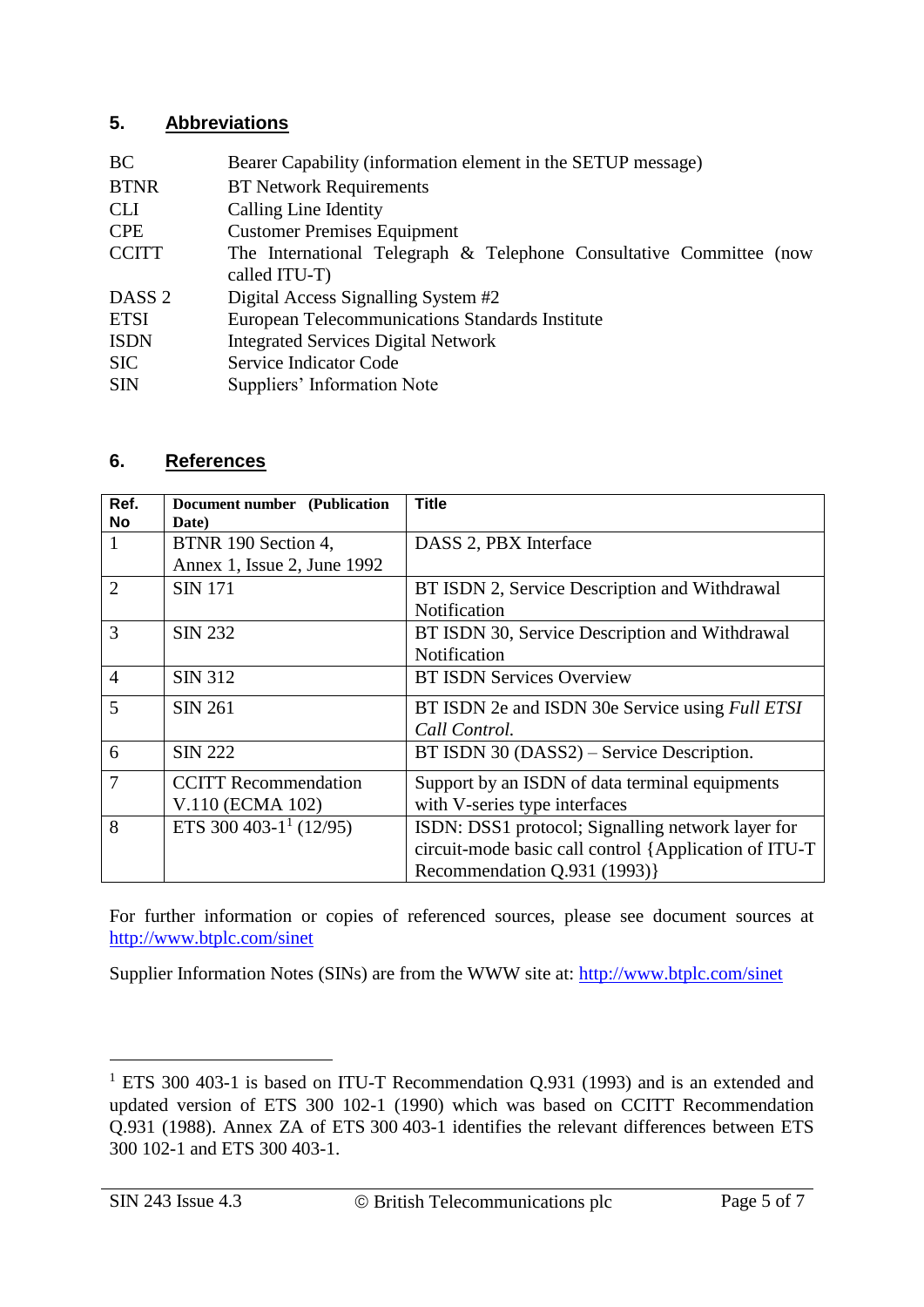## 5. Abbreviations

| | |
|---|---|
| BC | Bearer Capability (information element in the SETUP message) |
| BTNR | BT Network Requirements |
| CLI | Calling Line Identity |
| CPE | Customer Premises Equipment |
| CCITT | The International Telegraph & Telephone Consultative Committee (now called ITU-T) |
| DASS 2 | Digital Access Signalling System #2 |
| ETSI | European Telecommunications Standards Institute |
| ISDN | Integrated Services Digital Network |
| SIC | Service Indicator Code |
| SIN | Suppliers' Information Note |

## 6. References

| Ref. No | Document number (Publication Date) | Title |
|---|---|---|
| 1 | BTNR 190 Section 4, Annex 1, Issue 2, June 1992 | DASS 2, PBX Interface |
| 2 | SIN 171 | BT ISDN 2, Service Description and Withdrawal Notification |
| 3 | SIN 232 | BT ISDN 30, Service Description and Withdrawal Notification |
| 4 | SIN 312 | BT ISDN Services Overview |
| 5 | SIN 261 | BT ISDN 2e and ISDN 30e Service using *Full ETSI Call Control.* |
| 6 | SIN 222 | BT ISDN 30 (DASS2) – Service Description. |
| 7 | CCITT Recommendation V.110 (ECMA 102) | Support by an ISDN of data terminal equipments with V-series type interfaces |
| 8 | ETS 300 403-1[1] (12/95) | ISDN: DSS1 protocol; Signalling network layer for circuit-mode basic call control {Application of ITU-T Recommendation Q.931 (1993)} |

For further information or copies of referenced sources, please see document sources at http://www.btplc.com/sinet

Supplier Information Notes (SINs) are from the WWW site at: http://www.btplc.com/sinet

[1] ETS 300 403-1 is based on ITU-T Recommendation Q.931 (1993) and is an extended and updated version of ETS 300 102-1 (1990) which was based on CCITT Recommendation Q.931 (1988). Annex ZA of ETS 300 403-1 identifies the relevant differences between ETS 300 102-1 and ETS 300 403-1.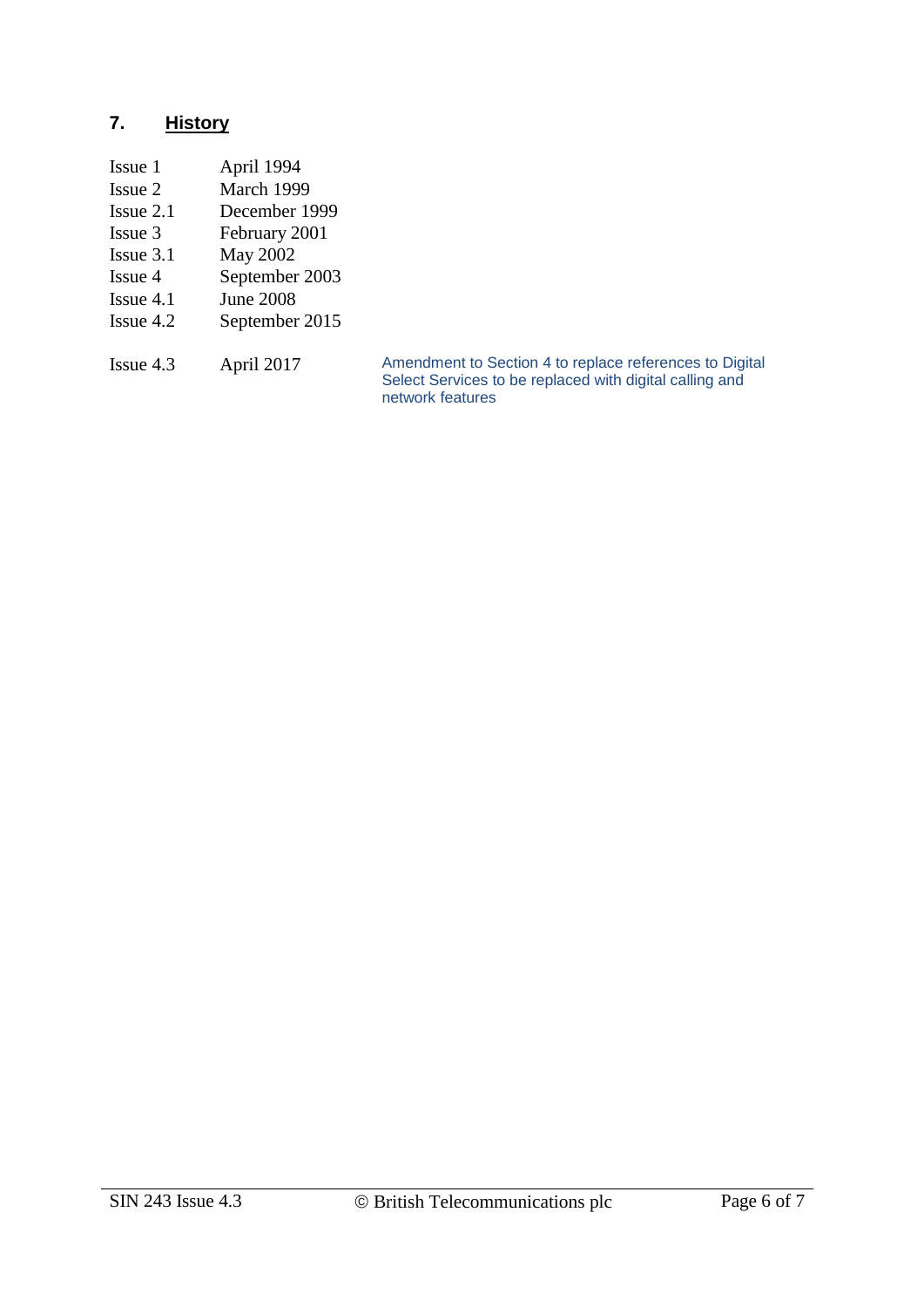## 7. History

| | | |
|---|---|---|
| Issue 1 | April 1994 | |
| Issue 2 | March 1999 | |
| Issue 2.1 | December 1999 | |
| Issue 3 | February 2001 | |
| Issue 3.1 | May 2002 | |
| Issue 4 | September 2003 | |
| Issue 4.1 | June 2008 | |
| Issue 4.2 | September 2015 | |
| Issue 4.3 | April 2017 | Amendment to Section 4 to replace references to Digital Select Services to be replaced with digital calling and network features |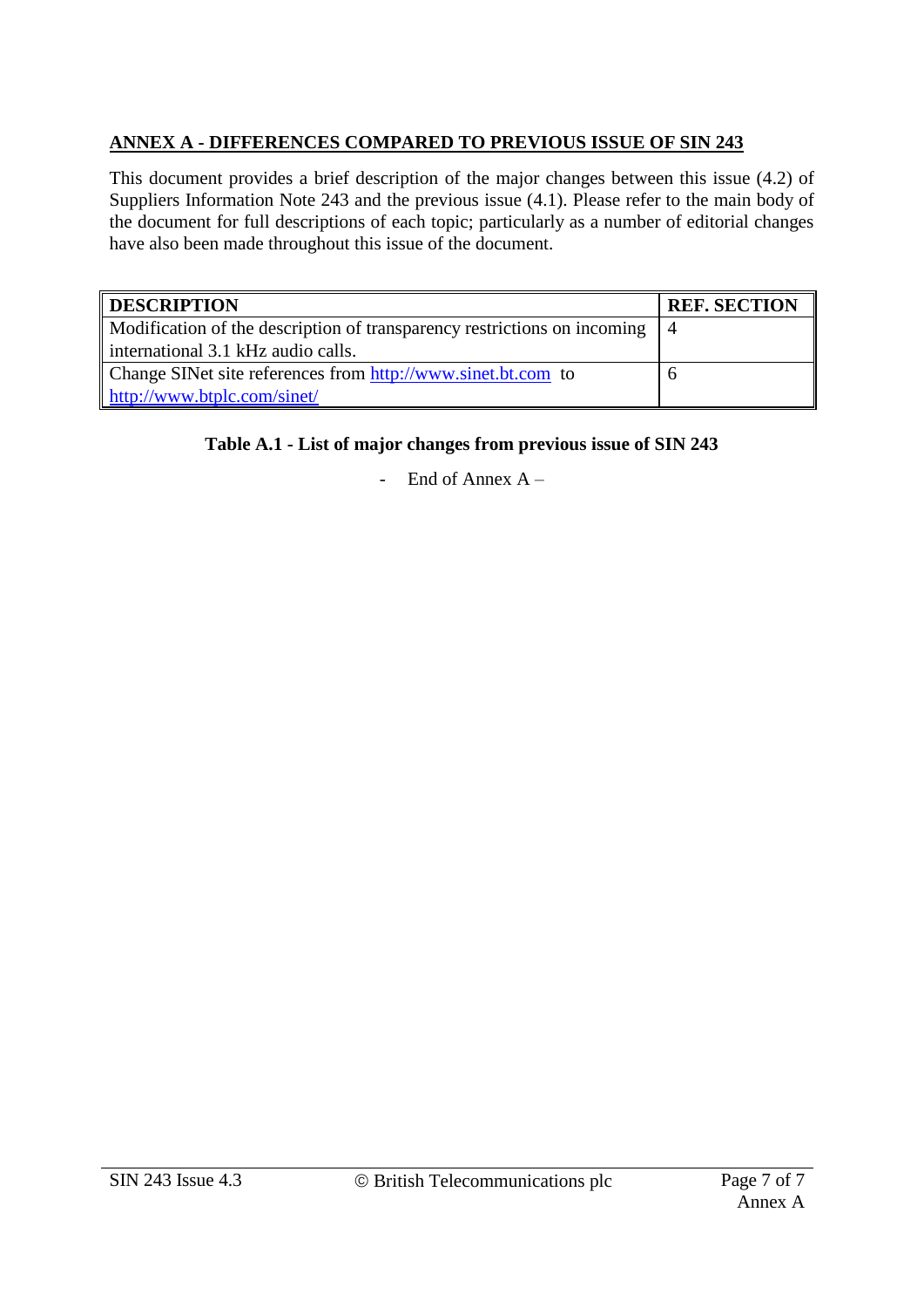## ANNEX A - DIFFERENCES COMPARED TO PREVIOUS ISSUE OF SIN 243

This document provides a brief description of the major changes between this issue (4.2) of Suppliers Information Note 243 and the previous issue (4.1). Please refer to the main body of the document for full descriptions of each topic; particularly as a number of editorial changes have also been made throughout this issue of the document.

| DESCRIPTION | REF. SECTION |
|---|---|
| Modification of the description of transparency restrictions on incoming international 3.1 kHz audio calls. | 4 |
| Change SINet site references from http://www.sinet.bt.com to http://www.btplc.com/sinet/ | 6 |

**Table A.1 - List of major changes from previous issue of SIN 243**

- End of Annex A –